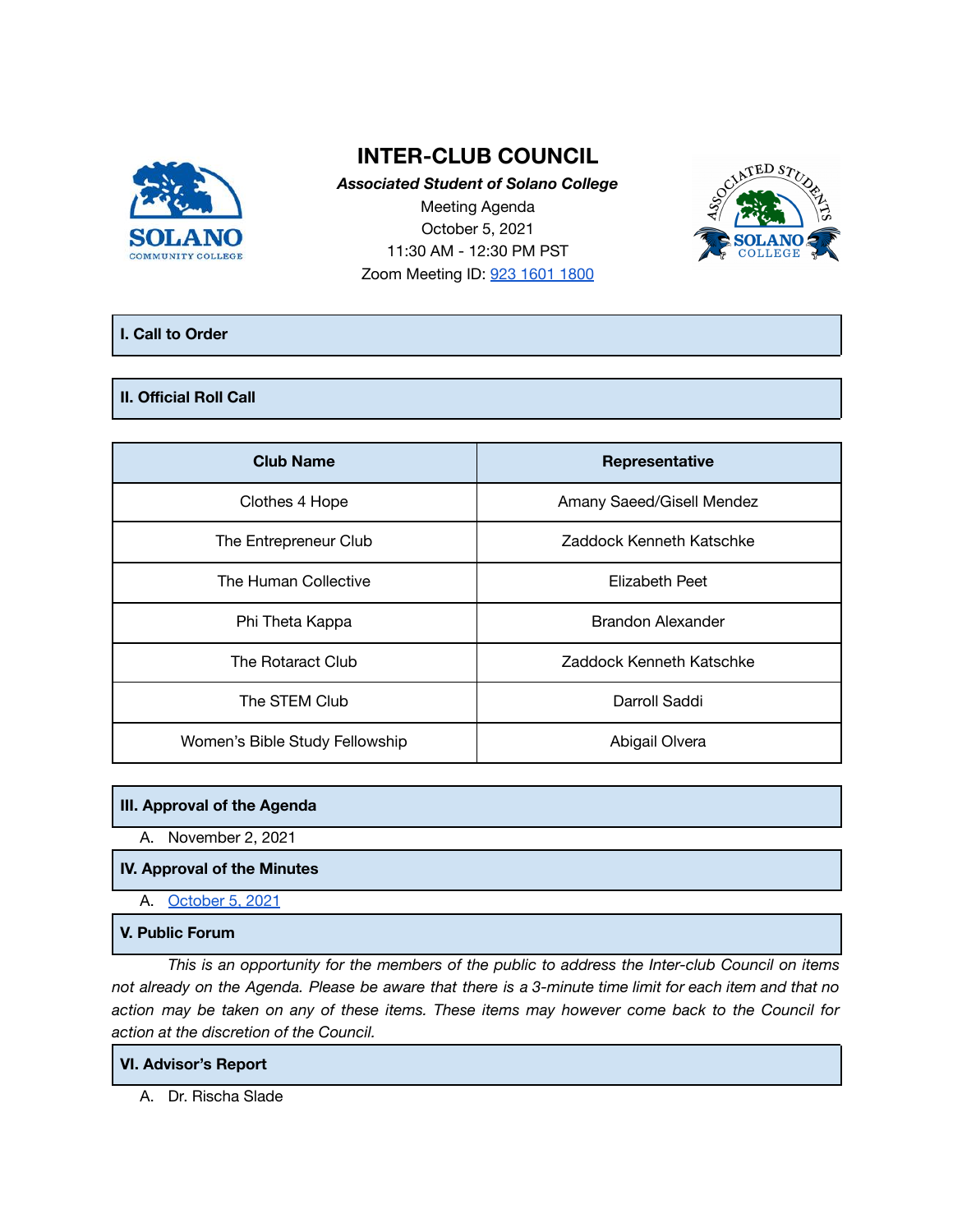# INTER-CLUB COUNCIL

***Associated Student of Solano College***

Meeting Agenda

October 5, 2021

11:30 AM - 12:30 PM PST

Zoom Meeting ID: 923 1601 1800

## I. Call to Order

## II. Official Roll Call

| Club Name | Representative |
|---|---|
| Clothes 4 Hope | Amany Saeed/Gisell Mendez |
| The Entrepreneur Club | Zaddock Kenneth Katschke |
| The Human Collective | Elizabeth Peet |
| Phi Theta Kappa | Brandon Alexander |
| The Rotaract Club | Zaddock Kenneth Katschke |
| The STEM Club | Darroll Saddi |
| Women's Bible Study Fellowship | Abigail Olvera |

## III. Approval of the Agenda

A. November 2, 2021

## IV. Approval of the Minutes

A. October 5, 2021

## V. Public Forum

*This is an opportunity for the members of the public to address the Inter-club Council on items not already on the Agenda. Please be aware that there is a 3-minute time limit for each item and that no action may be taken on any of these items. These items may however come back to the Council for action at the discretion of the Council.*

## VI. Advisor's Report

A. Dr. Rischa Slade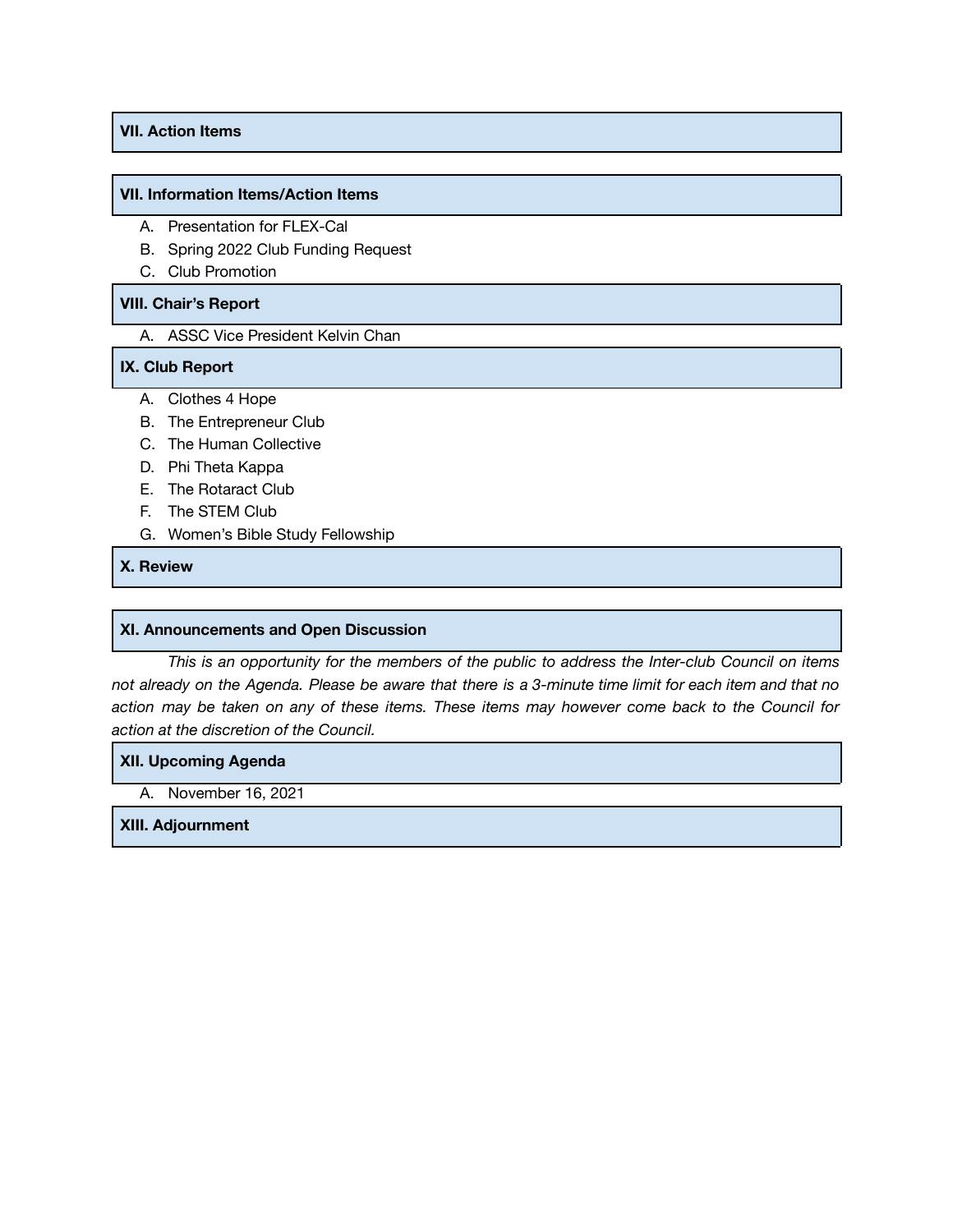## VII. Action Items

## VII. Information Items/Action Items

A. Presentation for FLEX-Cal
B. Spring 2022 Club Funding Request
C. Club Promotion

## VIII. Chair's Report

A. ASSC Vice President Kelvin Chan

## IX. Club Report

A. Clothes 4 Hope
B. The Entrepreneur Club
C. The Human Collective
D. Phi Theta Kappa
E. The Rotaract Club
F. The STEM Club
G. Women's Bible Study Fellowship

## X. Review

## XI. Announcements and Open Discussion

*This is an opportunity for the members of the public to address the Inter-club Council on items not already on the Agenda. Please be aware that there is a 3-minute time limit for each item and that no action may be taken on any of these items. These items may however come back to the Council for action at the discretion of the Council.*

## XII. Upcoming Agenda

A. November 16, 2021

## XIII. Adjournment